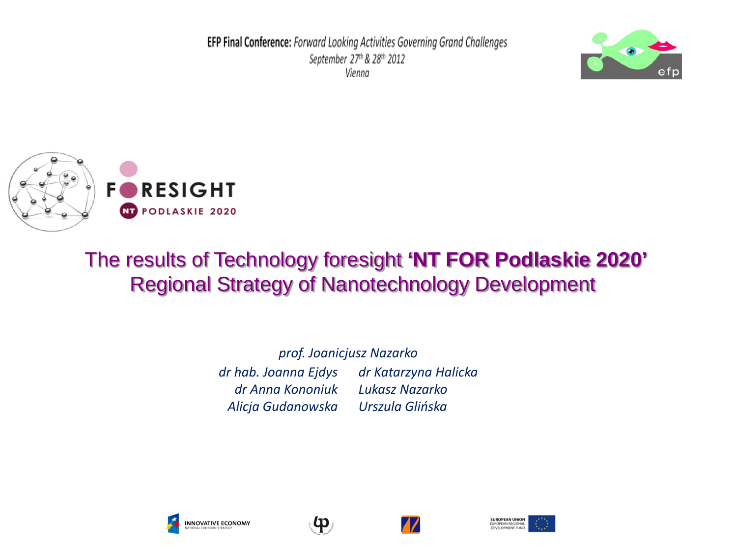EFP Final Conference: *Forward Looking Activities Governing Grand Challenges*
*September 27th & 28th 2012*
*Vienna*

FORESIGHT
NT PODLASKIE 2020

# The results of Technology foresight **'NT FOR Podlaskie 2020'** Regional Strategy of Nanotechnology Development

*prof. Joanicjusz Nazarko*

*dr hab. Joanna Ejdys*
*dr Katarzyna Halicka*
*dr Anna Kononiuk*
*Lukasz Nazarko*
*Alicja Gudanowska*
*Urszula Glińska*

INNOVATIVE ECONOMY
NATIONAL COHESION STRATEGY

EUROPEAN UNION
EUROPEAN REGIONAL DEVELOPMENT FUND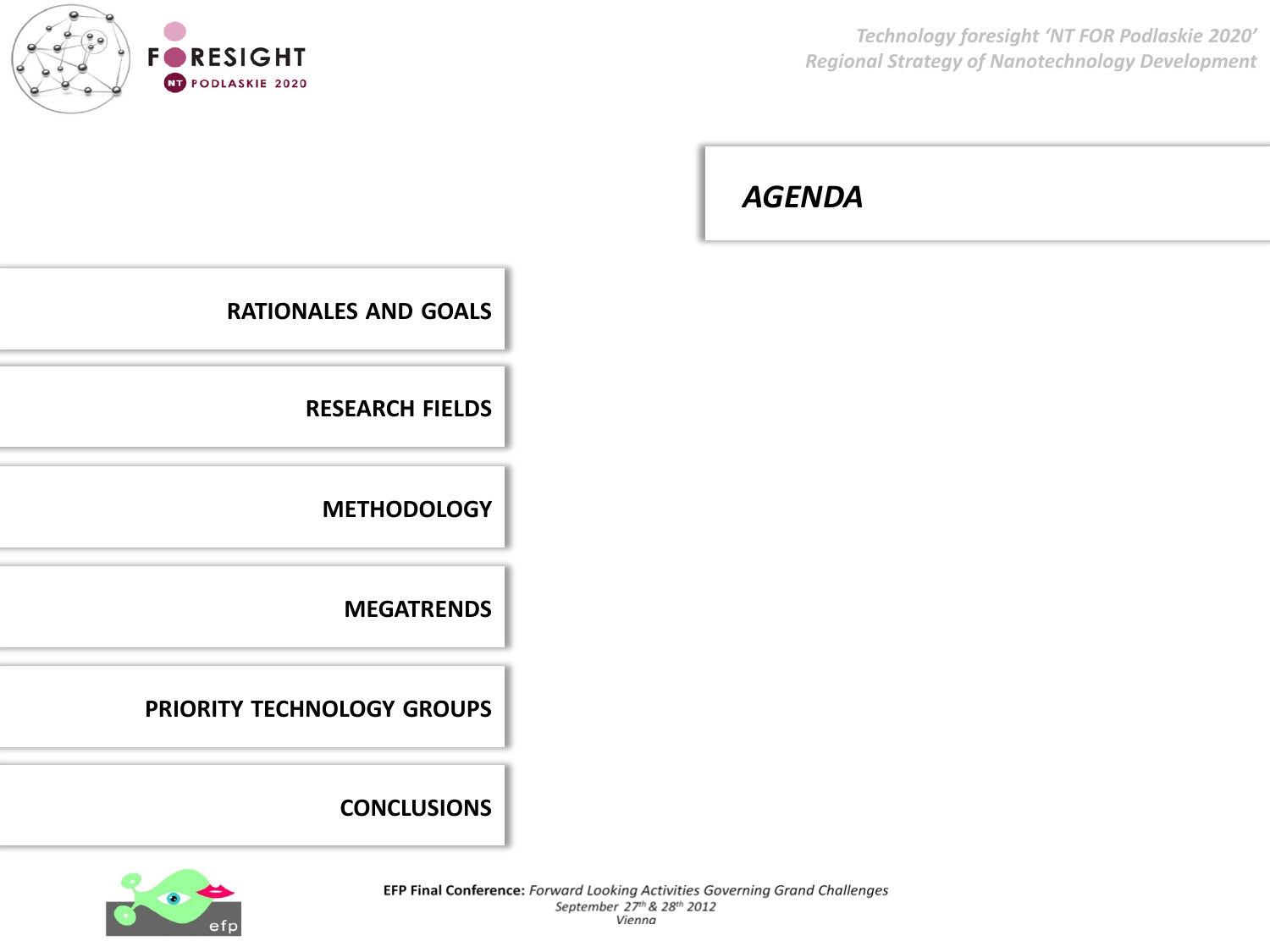# *AGENDA*

**RATIONALES AND GOALS**

**RESEARCH FIELDS**

**METHODOLOGY**

**MEGATRENDS**

**PRIORITY TECHNOLOGY GROUPS**

**CONCLUSIONS**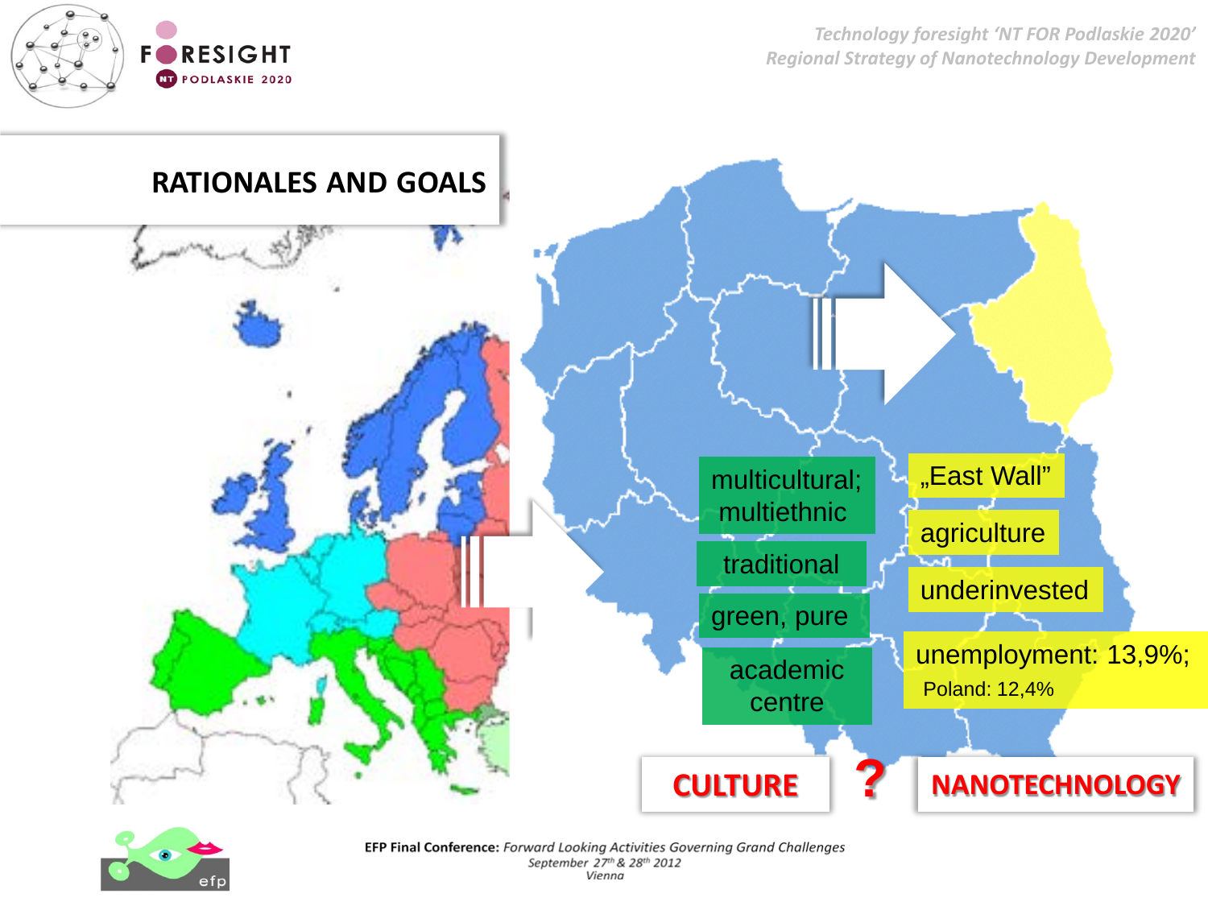## RATIONALES AND GOALS

multicultural; multiethnic

traditional

green, pure

academic centre

„East Wall"

agriculture

underinvested

unemployment: 13,9%;
Poland: 12,4%

**CULTURE** ? **NANOTECHNOLOGY**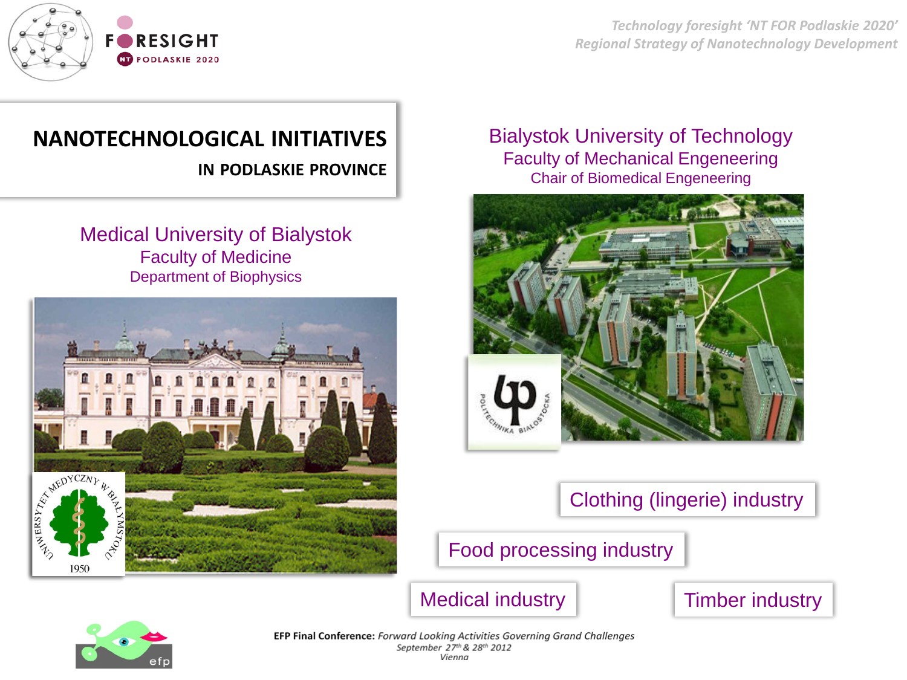# NANOTECHNOLOGICAL INITIATIVES

## IN PODLASKIE PROVINCE

Medical University of Bialystok
Faculty of Medicine
Department of Biophysics

Bialystok University of Technology
Faculty of Mechanical Engeneering
Chair of Biomedical Engeneering

Clothing (lingerie) industry

Food processing industry

Medical industry

Timber industry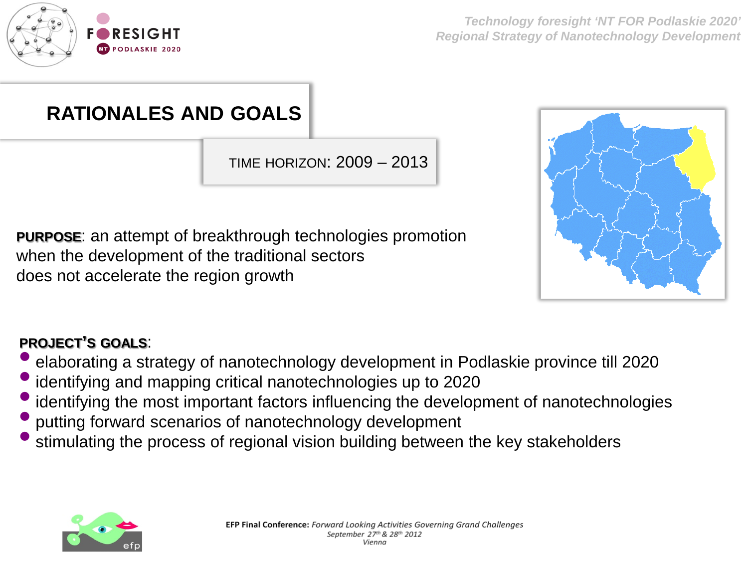## RATIONALES AND GOALS

TIME HORIZON: 2009 – 2013

**PURPOSE**: an attempt of breakthrough technologies promotion when the development of the traditional sectors does not accelerate the region growth

**PROJECT'S GOALS**:

- elaborating a strategy of nanotechnology development in Podlaskie province till 2020
- identifying and mapping critical nanotechnologies up to 2020
- identifying the most important factors influencing the development of nanotechnologies
- putting forward scenarios of nanotechnology development
- stimulating the process of regional vision building between the key stakeholders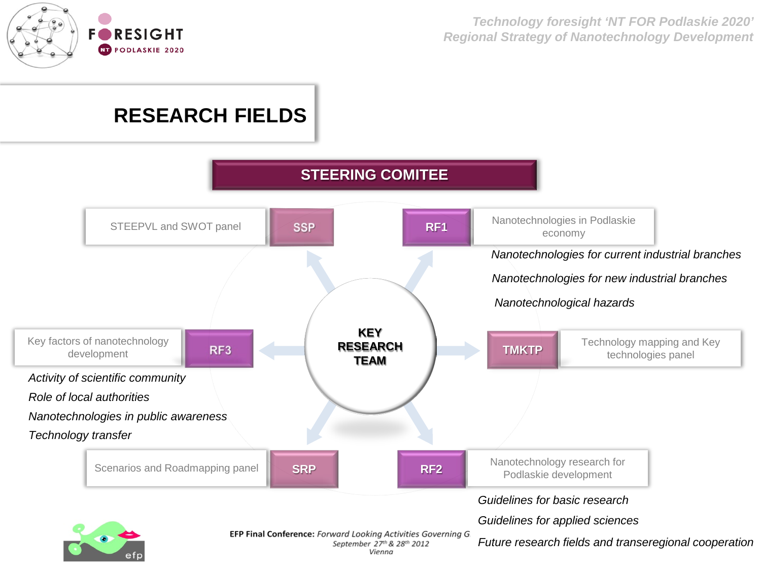# RESEARCH FIELDS

**STEERING COMITEE**

**KEY RESEARCH TEAM**

STEEPVL and SWOT panel — **SSP**

**RF1** — Nanotechnologies in Podlaskie economy

*Nanotechnologies for current industrial branches*

*Nanotechnologies for new industrial branches*

*Nanotechnological hazards*

Key factors of nanotechnology development — **RF3**

*Activity of scientific community*

*Role of local authorities*

*Nanotechnologies in public awareness*

*Technology transfer*

**TMKTP** — Technology mapping and Key technologies panel

Scenarios and Roadmapping panel — **SRP**

**RF2** — Nanotechnology research for Podlaskie development

*Guidelines for basic research*

*Guidelines for applied sciences*

*Future research fields and transeregional cooperation*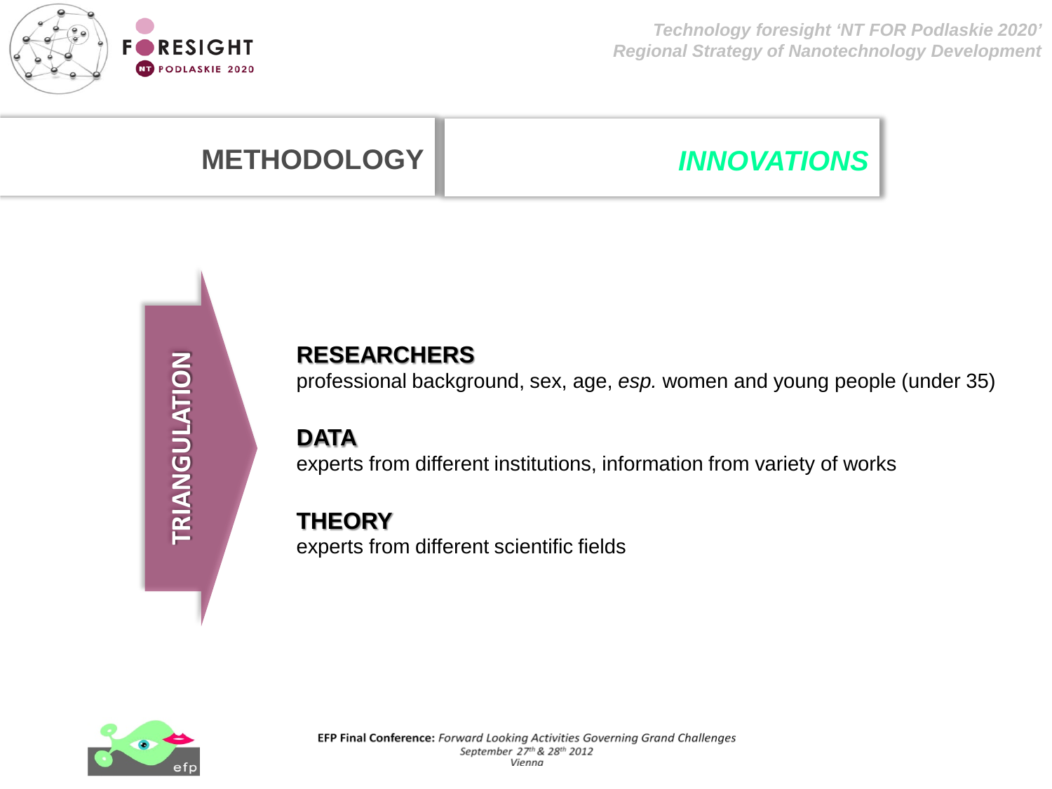## METHODOLOGY

## *INNOVATIONS*

TRIANGULATION

**RESEARCHERS**
professional background, sex, age, *esp.* women and young people (under 35)

**DATA**
experts from different institutions, information from variety of works

**THEORY**
experts from different scientific fields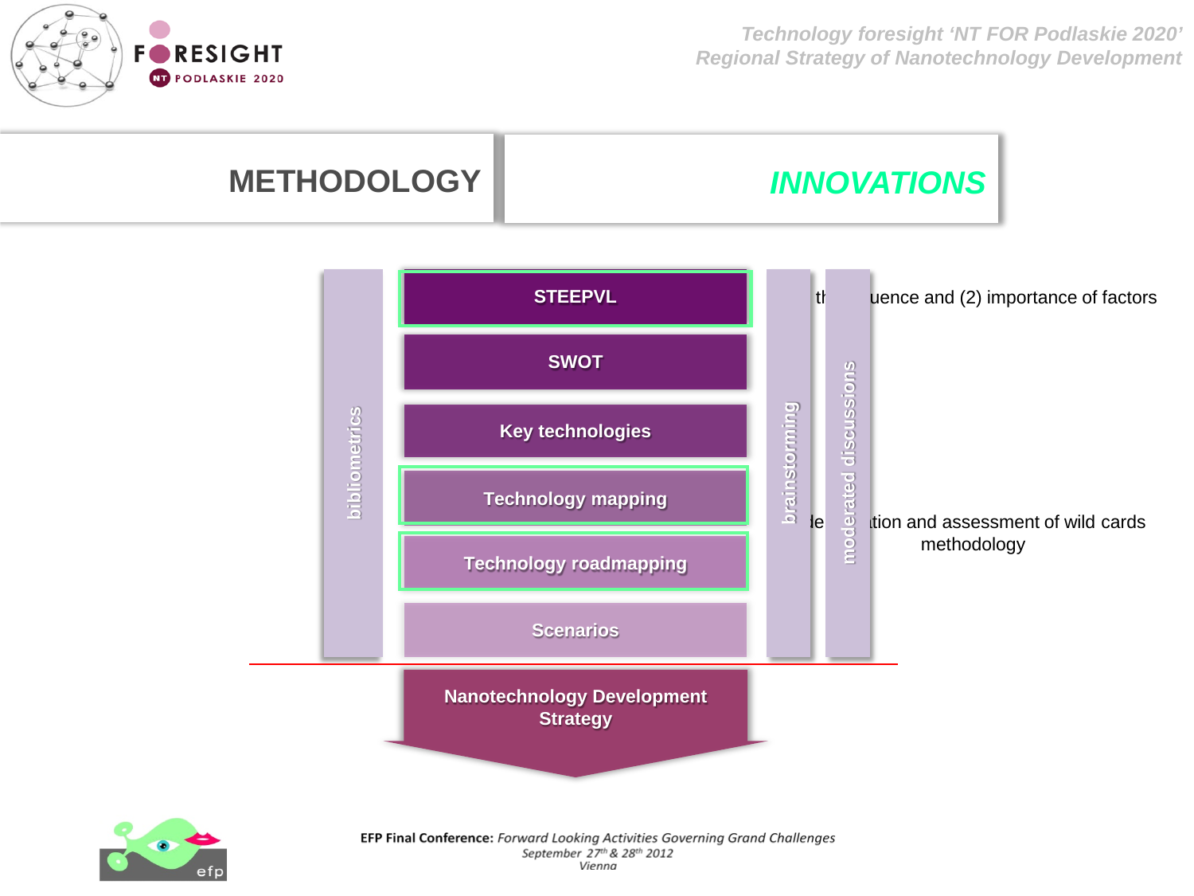## METHODOLOGY

## *INNOVATIONS*

STEEPVL

SWOT

Key technologies

Technology mapping

Technology roadmapping

Scenarios

bibliometrics

brainstorming

moderated discussions

th uence and (2) importance of factors

de ation and assessment of wild cards methodology

Nanotechnology Development Strategy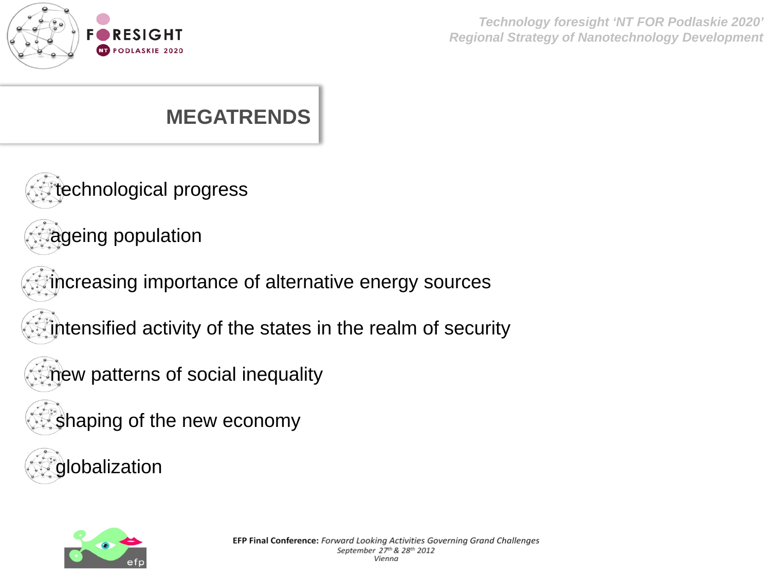## MEGATRENDS

- technological progress
- ageing population
- increasing importance of alternative energy sources
- intensified activity of the states in the realm of security
- new patterns of social inequality
- shaping of the new economy
- globalization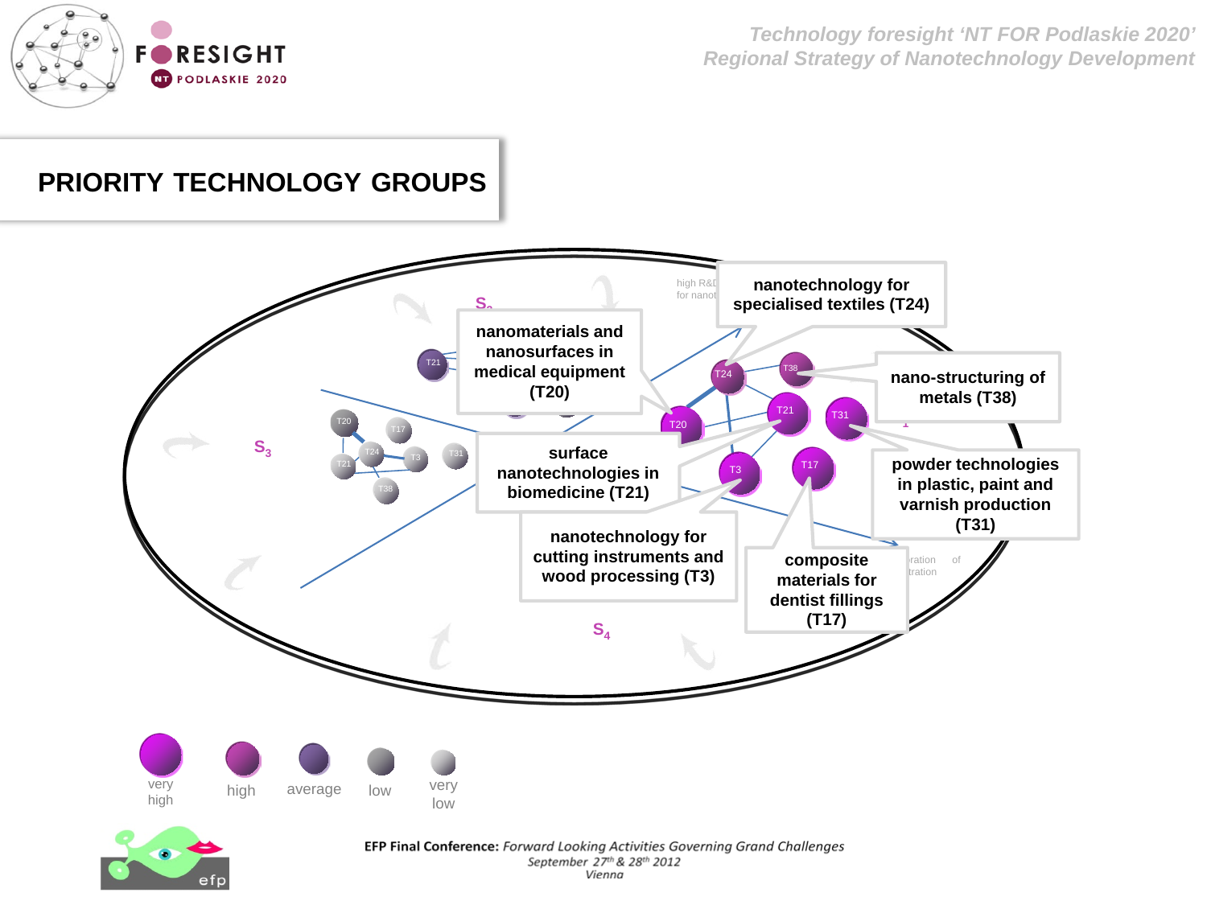# PRIORITY TECHNOLOGY GROUPS

nanomaterials and nanosurfaces in medical equipment (T20)

nanotechnology for specialised textiles (T24)

nano-structuring of metals (T38)

surface nanotechnologies in biomedicine (T21)

powder technologies in plastic, paint and varnish production (T31)

nanotechnology for cutting instruments and wood processing (T3)

composite materials for dentist fillings (T17)

S2

S3

S4

T21

T20

T17

T24

T3

T31

T38

very high

high

average

low

very low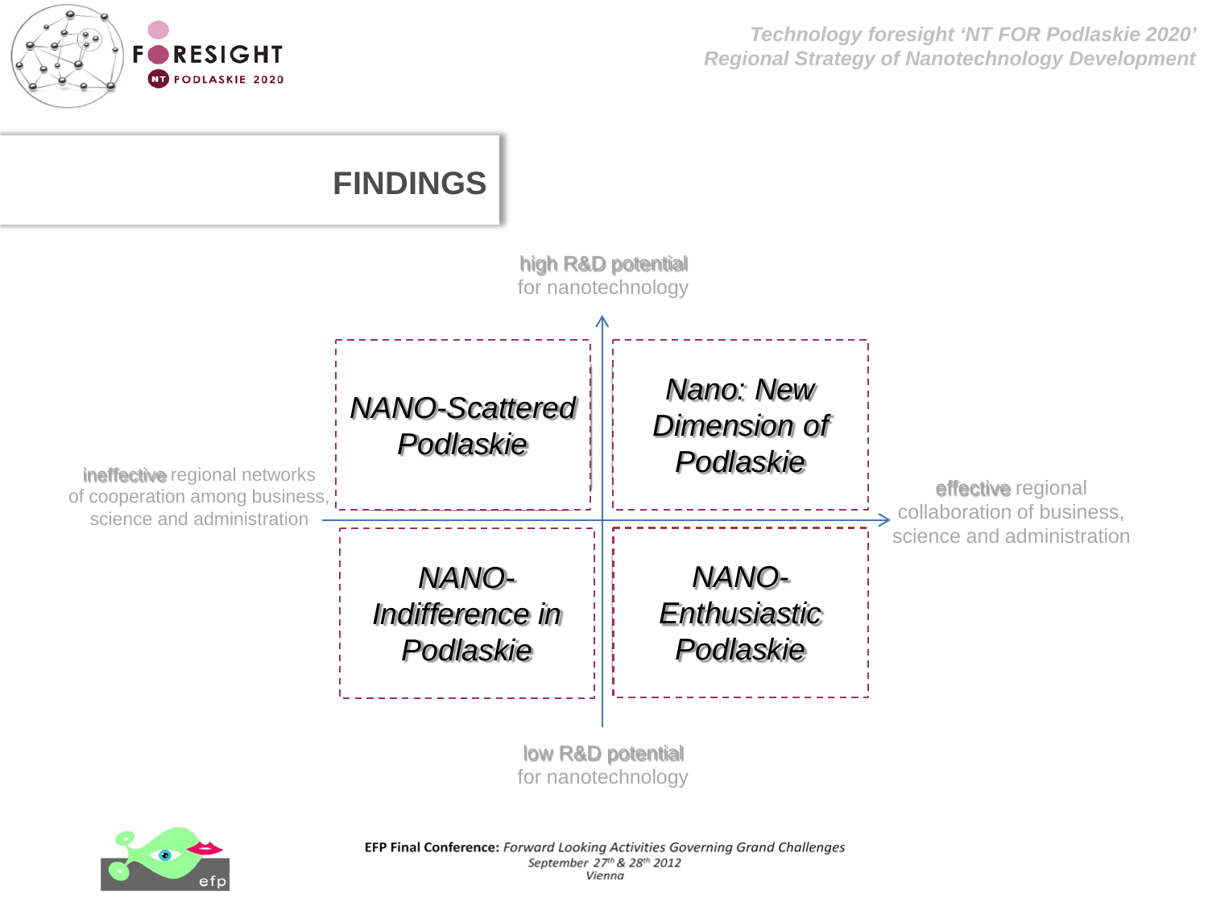## FINDINGS

high R&D potential
for nanotechnology

NANO-Scattered Podlaskie

Nano: New Dimension of Podlaskie

ineffective regional networks
of cooperation among business,
science and administration

effective regional
collaboration of business,
science and administration

NANO-Indifference in Podlaskie

NANO-Enthusiastic Podlaskie

low R&D potential
for nanotechnology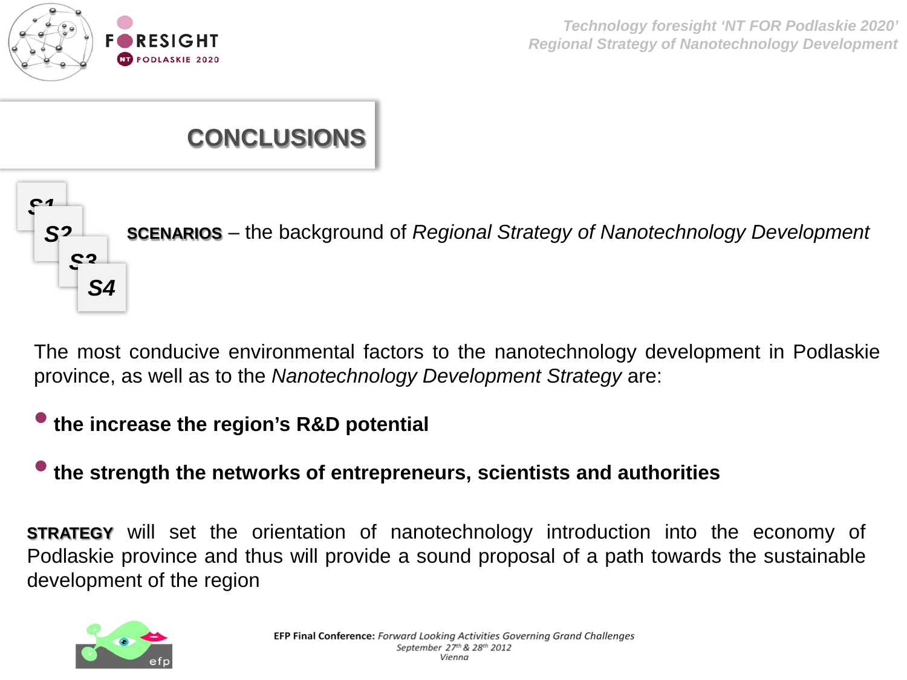# CONCLUSIONS

S1 S2 S3 S4

**SCENARIOS** – the background of *Regional Strategy of Nanotechnology Development*

The most conducive environmental factors to the nanotechnology development in Podlaskie province, as well as to the *Nanotechnology Development Strategy* are:

- **the increase the region's R&D potential**
- **the strength the networks of entrepreneurs, scientists and authorities**

**STRATEGY** will set the orientation of nanotechnology introduction into the economy of Podlaskie province and thus will provide a sound proposal of a path towards the sustainable development of the region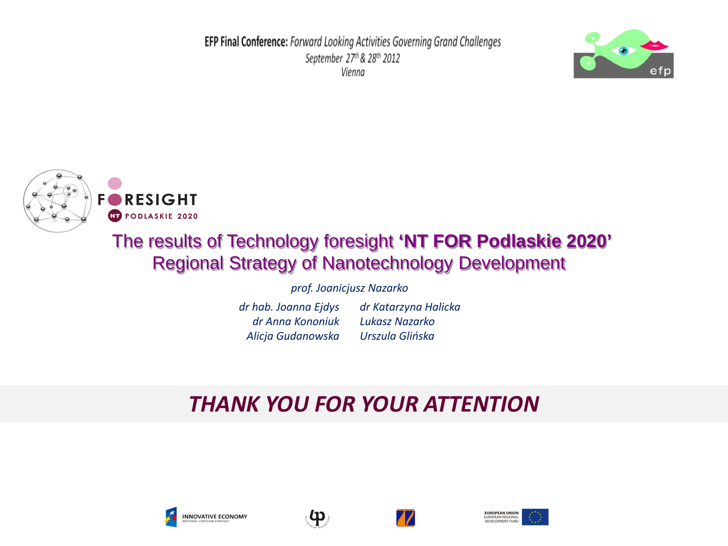EFP Final Conference: *Forward Looking Activities Governing Grand Challenges*
*September 27th & 28th 2012*
*Vienna*

FORESIGHT
NT PODLASKIE 2020

# The results of Technology foresight **'NT FOR Podlaskie 2020'** Regional Strategy of Nanotechnology Development

*prof. Joanicjusz Nazarko*

*dr hab. Joanna Ejdys*
*dr Anna Kononiuk*
*Alicja Gudanowska*

*dr Katarzyna Halicka*
*Lukasz Nazarko*
*Urszula Glińska*

## *THANK YOU FOR YOUR ATTENTION*

INNOVATIVE ECONOMY
NATIONAL COHESION STRATEGY

EUROPEAN UNION
EUROPEAN REGIONAL DEVELOPMENT FUND